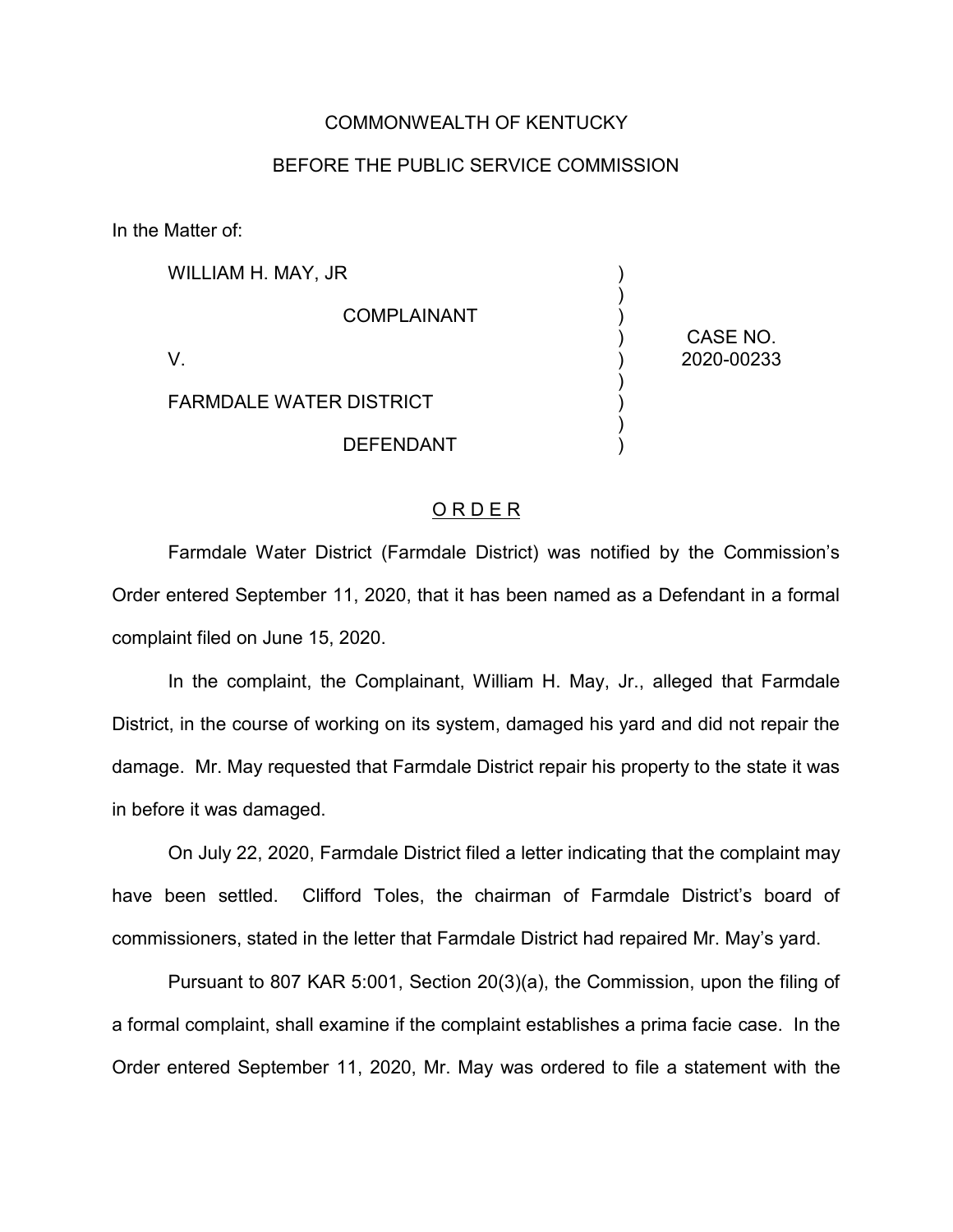COMMONWEALTH OF KENTUCKY

BEFORE THE PUBLIC SERVICE COMMISSION

In the Matter of:

| | | |
|---|---|---|
| WILLIAM H. MAY, JR<br><br>COMPLAINANT<br><br>V.<br><br>FARMDALE WATER DISTRICT<br><br>DEFENDANT | )<br>)<br>)<br>)<br>)<br>)<br>)<br>)<br>) | CASE NO.<br>2020-00233 |

## O R D E R

Farmdale Water District (Farmdale District) was notified by the Commission's Order entered September 11, 2020, that it has been named as a Defendant in a formal complaint filed on June 15, 2020.

In the complaint, the Complainant, William H. May, Jr., alleged that Farmdale District, in the course of working on its system, damaged his yard and did not repair the damage. Mr. May requested that Farmdale District repair his property to the state it was in before it was damaged.

On July 22, 2020, Farmdale District filed a letter indicating that the complaint may have been settled. Clifford Toles, the chairman of Farmdale District's board of commissioners, stated in the letter that Farmdale District had repaired Mr. May's yard.

Pursuant to 807 KAR 5:001, Section 20(3)(a), the Commission, upon the filing of a formal complaint, shall examine if the complaint establishes a prima facie case. In the Order entered September 11, 2020, Mr. May was ordered to file a statement with the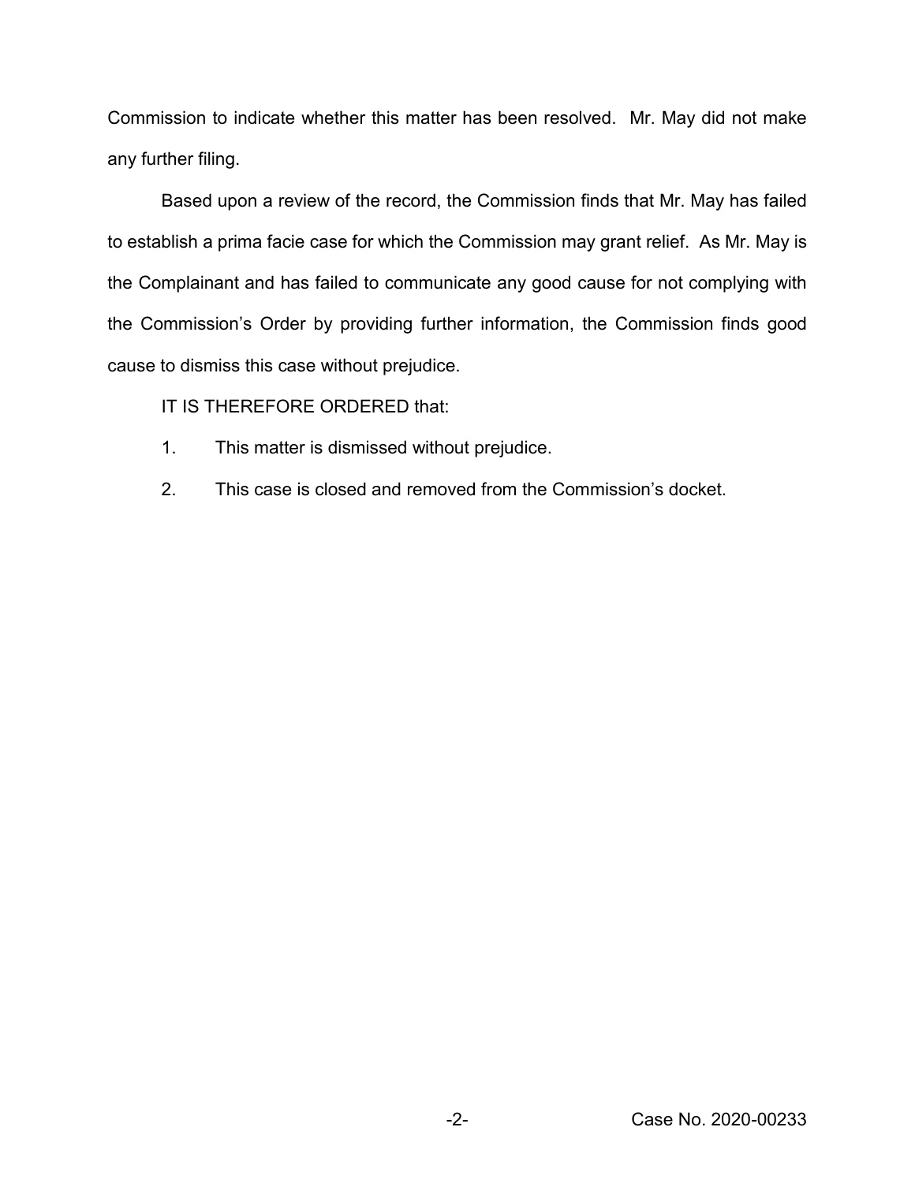Commission to indicate whether this matter has been resolved. Mr. May did not make any further filing.

Based upon a review of the record, the Commission finds that Mr. May has failed to establish a prima facie case for which the Commission may grant relief. As Mr. May is the Complainant and has failed to communicate any good cause for not complying with the Commission's Order by providing further information, the Commission finds good cause to dismiss this case without prejudice.

IT IS THEREFORE ORDERED that:

1. This matter is dismissed without prejudice.
2. This case is closed and removed from the Commission's docket.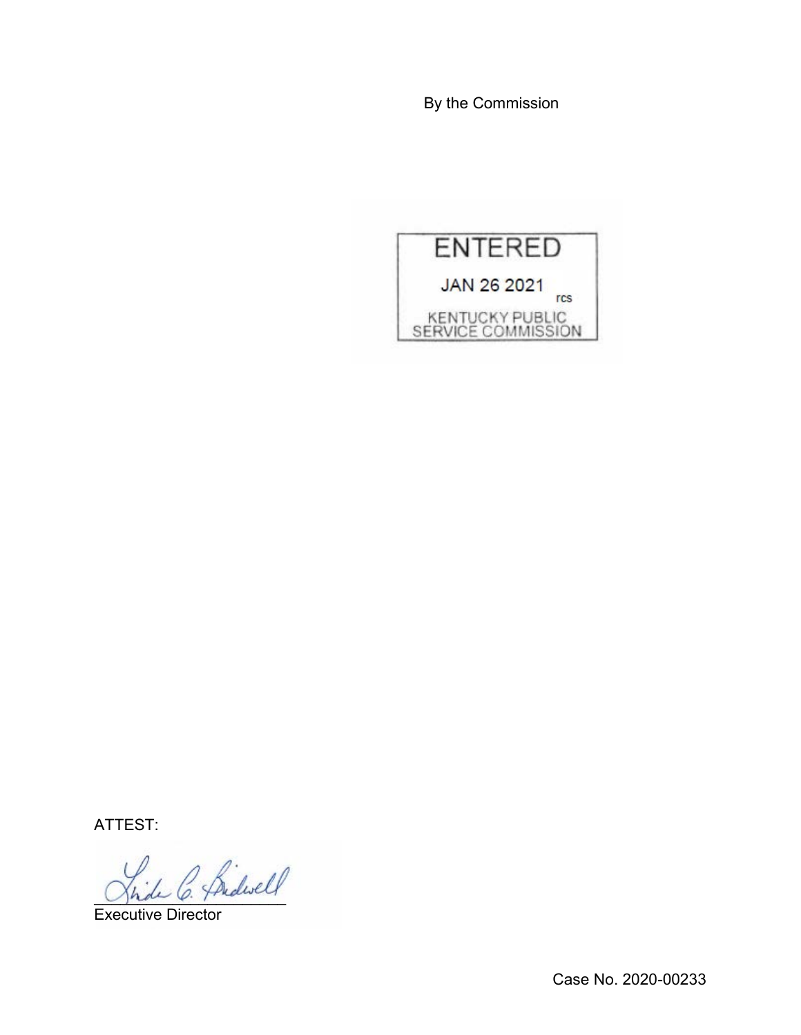By the Commission

ENTERED

JAN 26 2021

rcs

KENTUCKY PUBLIC SERVICE COMMISSION

ATTEST:

Executive Director

Case No. 2020-00233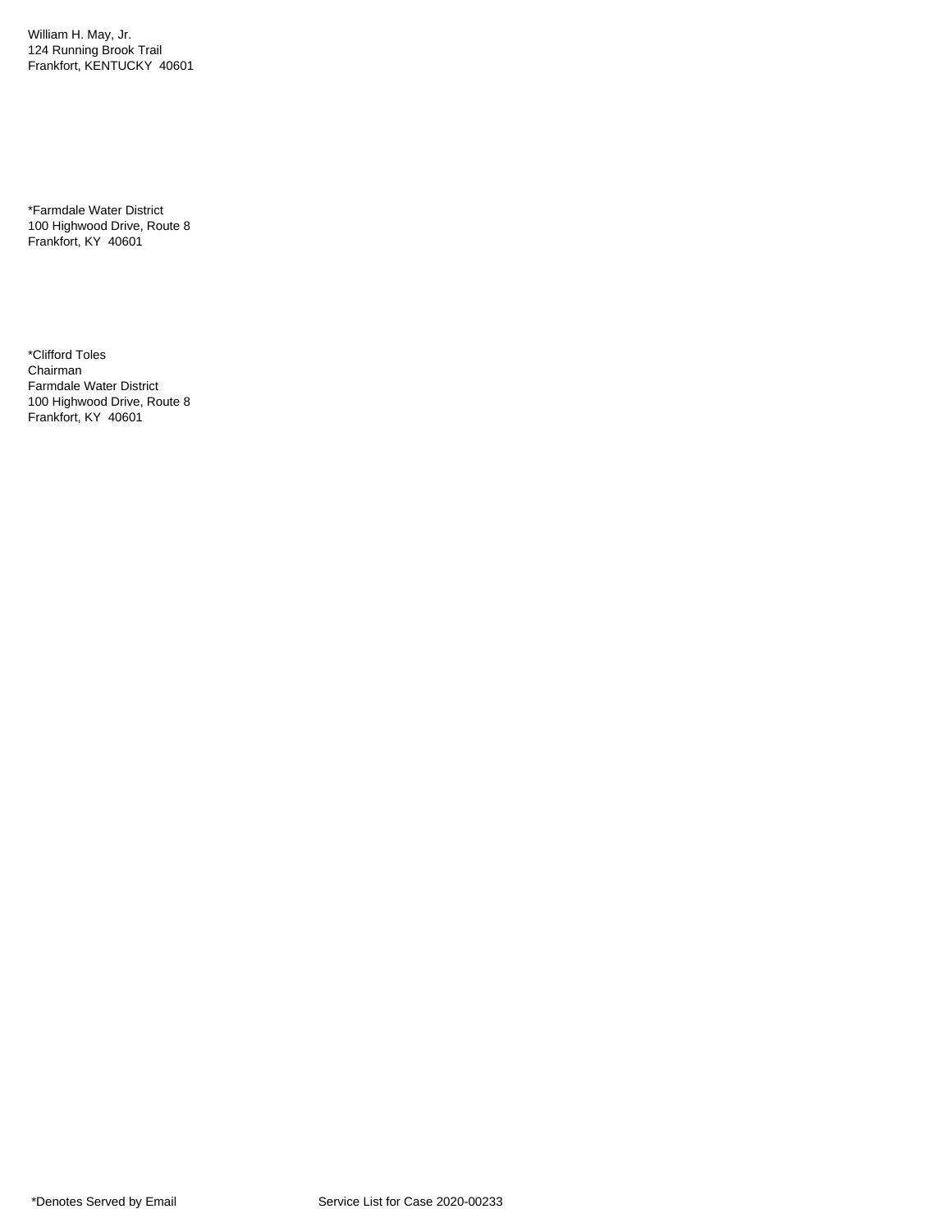William H. May, Jr.
124 Running Brook Trail
Frankfort, KENTUCKY  40601

*Farmdale Water District
100 Highwood Drive, Route 8
Frankfort, KY  40601

*Clifford Toles
Chairman
Farmdale Water District
100 Highwood Drive, Route 8
Frankfort, KY  40601

*Denotes Served by Email

Service List for Case 2020-00233